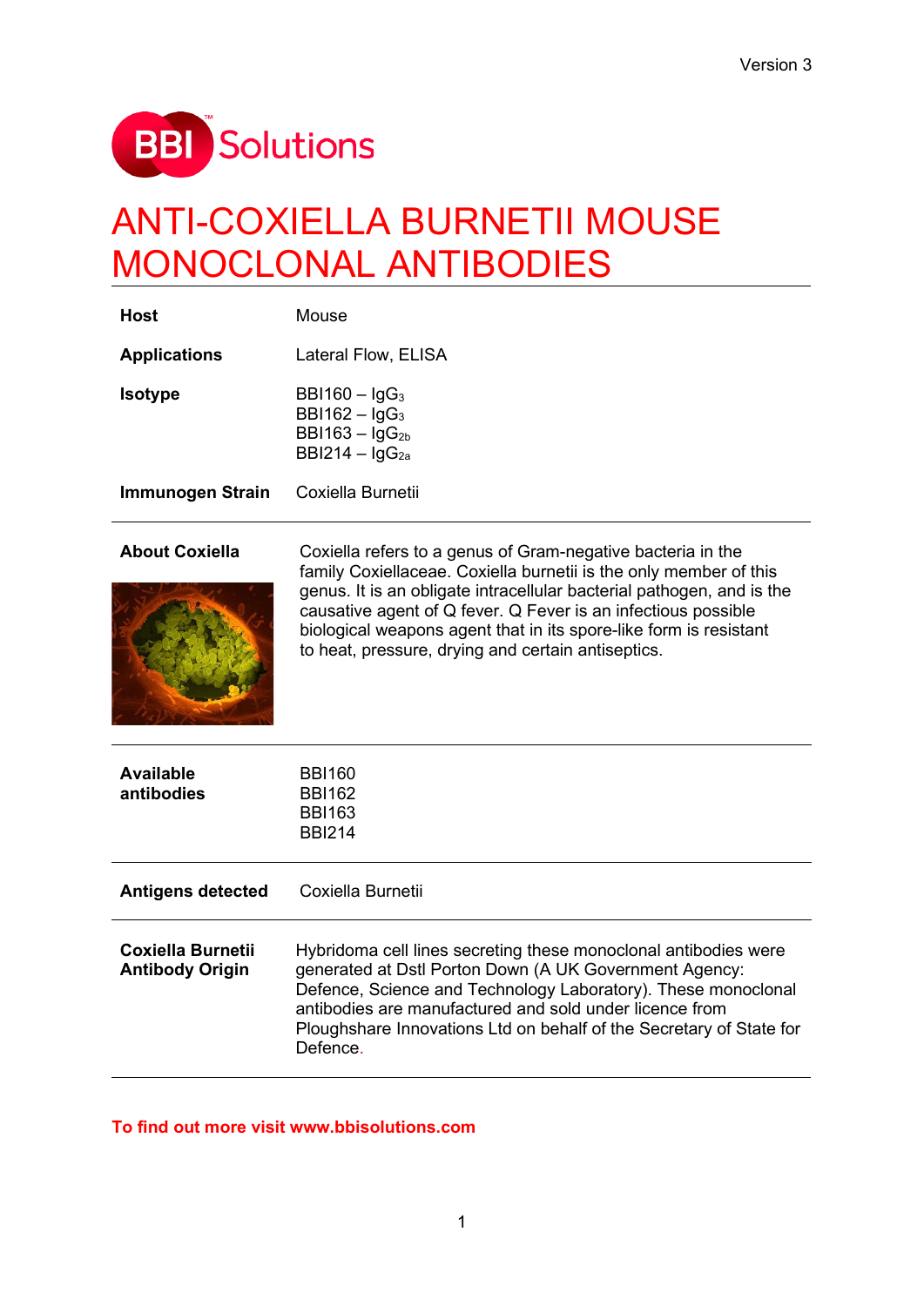Version 3

BBI Solutions

# ANTI-COXIELLA BURNETII MOUSE MONOCLONAL ANTIBODIES

| | |
|---|---|
| **Host** | Mouse |
| **Applications** | Lateral Flow, ELISA |
| **Isotype** | BBI160 – $IgG_3$<br>BBI162 – $IgG_3$<br>BBI163 – $IgG_{2b}$<br>BBI214 – $IgG_{2a}$ |
| **Immunogen Strain** | Coxiella Burnetii |

**About Coxiella**

Coxiella refers to a genus of Gram-negative bacteria in the family Coxiellaceae. Coxiella burnetii is the only member of this genus. It is an obligate intracellular bacterial pathogen, and is the causative agent of Q fever. Q Fever is an infectious possible biological weapons agent that in its spore-like form is resistant to heat, pressure, drying and certain antiseptics.

**Available antibodies**

BBI160
BBI162
BBI163
BBI214

**Antigens detected**

Coxiella Burnetii

**Coxiella Burnetii Antibody Origin**

Hybridoma cell lines secreting these monoclonal antibodies were generated at Dstl Porton Down (A UK Government Agency: Defence, Science and Technology Laboratory). These monoclonal antibodies are manufactured and sold under licence from Ploughshare Innovations Ltd on behalf of the Secretary of State for Defence.

**To find out more visit www.bbisolutions.com**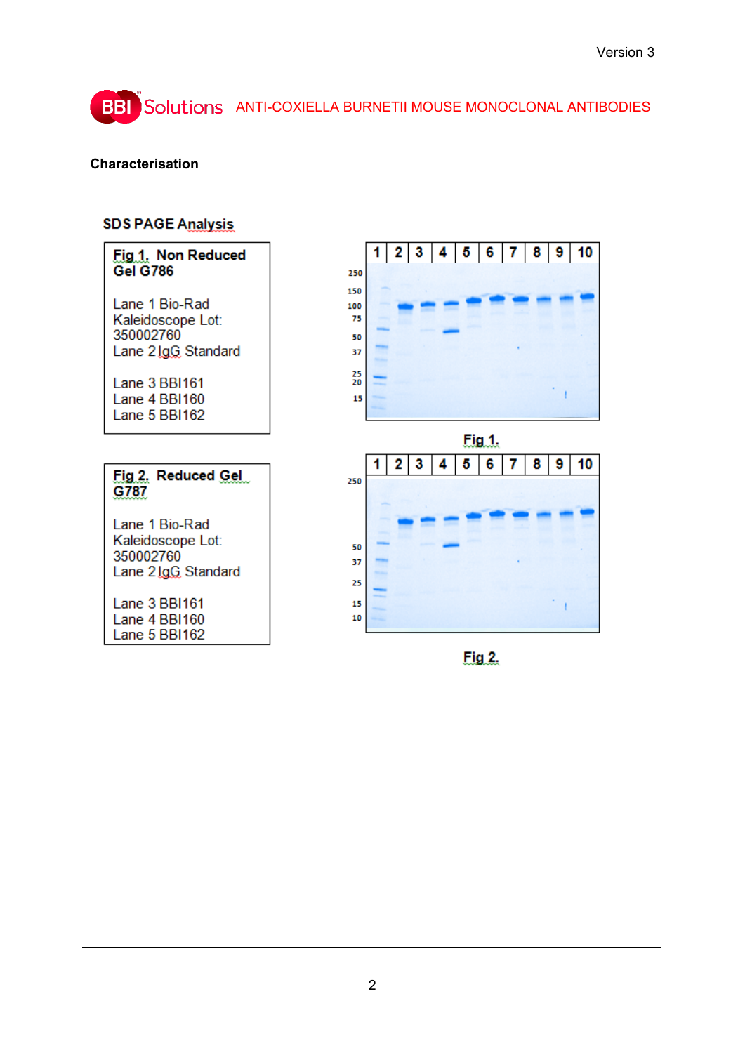## Characterisation

### SDS PAGE Analysis

**Fig 1. Non Reduced Gel G786**

Lane 1 Bio-Rad Kaleidoscope Lot: 350002760
Lane 2 IgG Standard

Lane 3 BBI161
Lane 4 BBI160
Lane 5 BBI162

Fig 1.

**Fig 2. Reduced Gel G787**

Lane 1 Bio-Rad Kaleidoscope Lot: 350002760
Lane 2 IgG Standard

Lane 3 BBI161
Lane 4 BBI160
Lane 5 BBI162

Fig 2.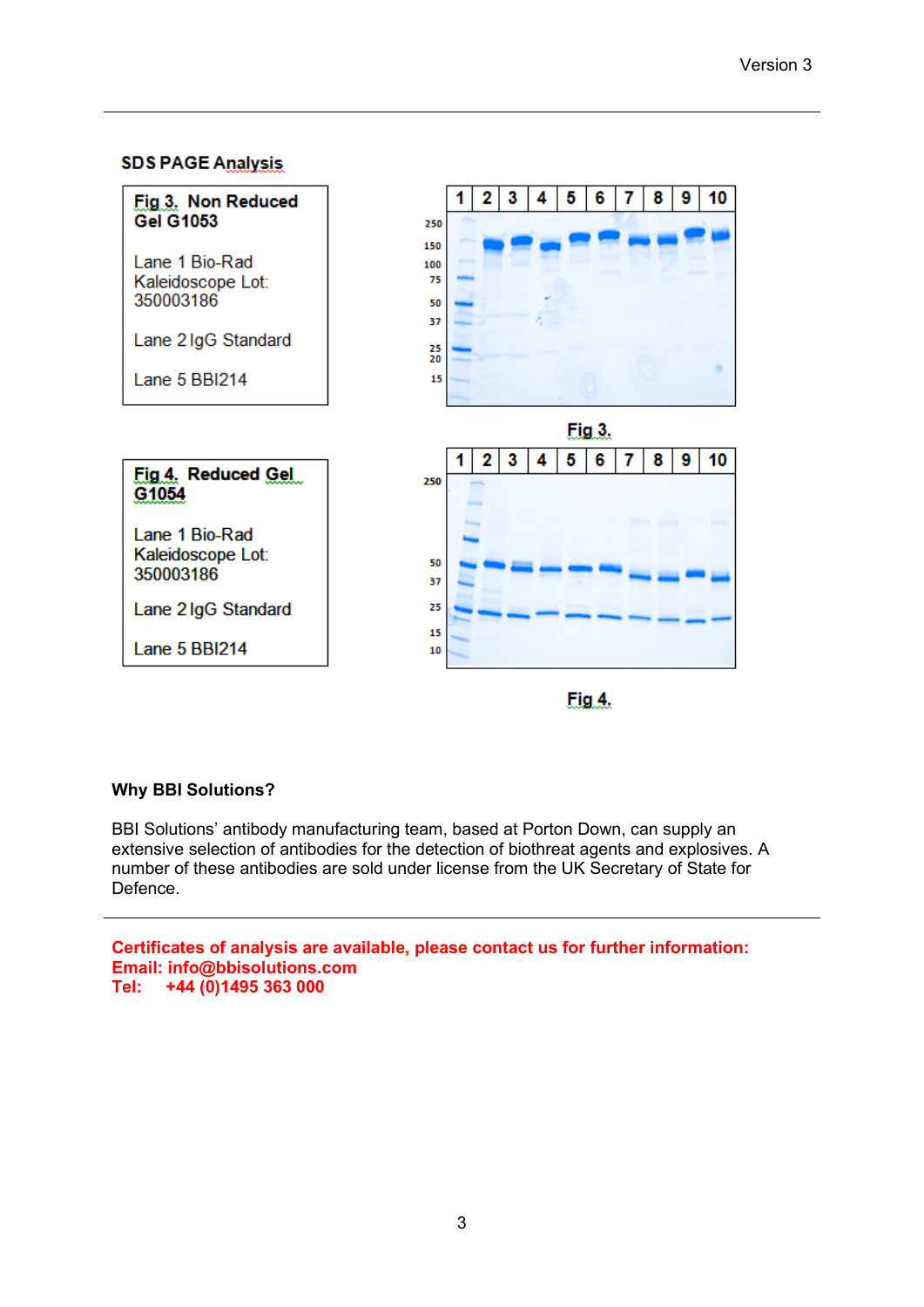## SDS PAGE Analysis

**Fig 3. Non Reduced Gel G1053**

Lane 1 Bio-Rad Kaleidoscope Lot: 350003186

Lane 2 IgG Standard

Lane 5 BBI214

1 2 3 4 5 6 7 8 9 10

250
150
100
75
50
37
25
20
15

Fig 3.

**Fig 4. Reduced Gel G1054**

Lane 1 Bio-Rad Kaleidoscope Lot: 350003186

Lane 2 IgG Standard

Lane 5 BBI214

1 2 3 4 5 6 7 8 9 10

250
50
37
25
15
10

Fig 4.

### Why BBI Solutions?

BBI Solutions' antibody manufacturing team, based at Porton Down, can supply an extensive selection of antibodies for the detection of biothreat agents and explosives. A number of these antibodies are sold under license from the UK Secretary of State for Defence.

**Certificates of analysis are available, please contact us for further information:**
**Email: info@bbisolutions.com**
**Tel: +44 (0)1495 363 000**